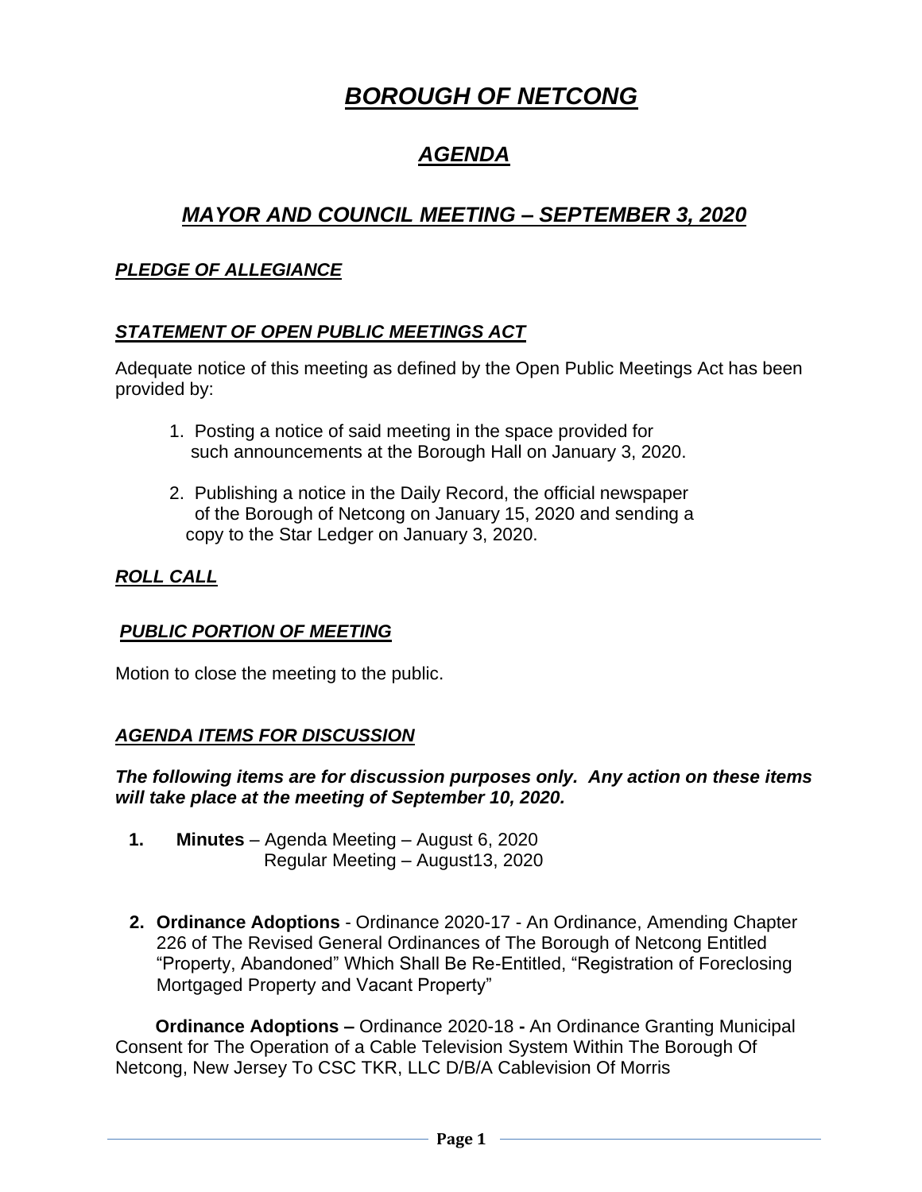# *BOROUGH OF NETCONG*

## *AGENDA*

## *MAYOR AND COUNCIL MEETING – SEPTEMBER 3, 2020*

### *PLEDGE OF ALLEGIANCE*

### *STATEMENT OF OPEN PUBLIC MEETINGS ACT*

Adequate notice of this meeting as defined by the Open Public Meetings Act has been provided by:

1. Posting a notice of said meeting in the space provided for such announcements at the Borough Hall on January 3, 2020.
2. Publishing a notice in the Daily Record, the official newspaper of the Borough of Netcong on January 15, 2020 and sending a copy to the Star Ledger on January 3, 2020.

### *ROLL CALL*

### *PUBLIC PORTION OF MEETING*

Motion to close the meeting to the public.

### *AGENDA ITEMS FOR DISCUSSION*

***The following items are for discussion purposes only. Any action on these items will take place at the meeting of September 10, 2020.***

1. **Minutes** – Agenda Meeting – August 6, 2020
   Regular Meeting – August13, 2020

2. **Ordinance Adoptions** - Ordinance 2020-17 - An Ordinance, Amending Chapter 226 of The Revised General Ordinances of The Borough of Netcong Entitled "Property, Abandoned" Which Shall Be Re-Entitled, "Registration of Foreclosing Mortgaged Property and Vacant Property"

   **Ordinance Adoptions –** Ordinance 2020-18 **-** An Ordinance Granting Municipal Consent for The Operation of a Cable Television System Within The Borough Of Netcong, New Jersey To CSC TKR, LLC D/B/A Cablevision Of Morris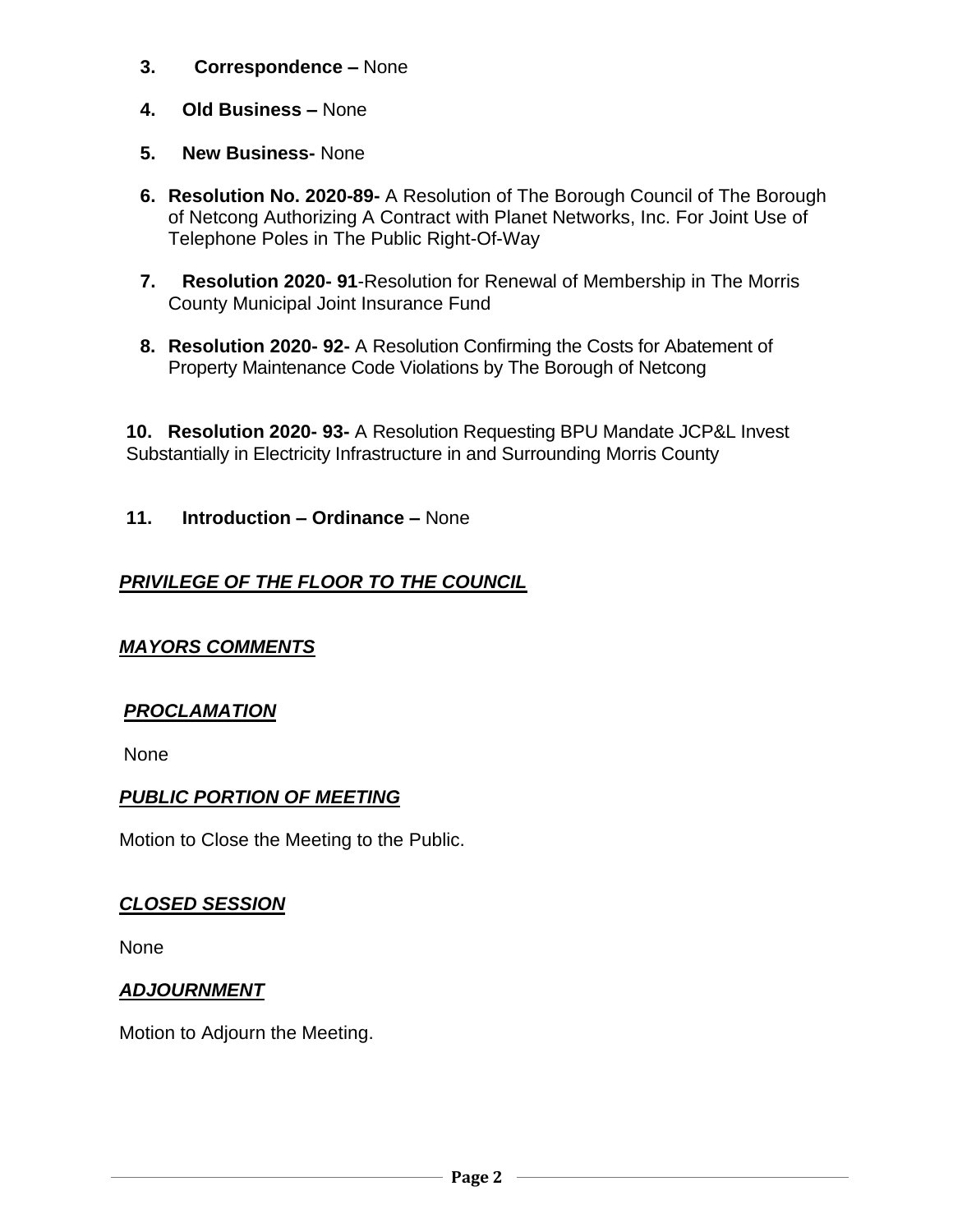3. **Correspondence –** None

4. **Old Business –** None

5. **New Business-** None

6. **Resolution No. 2020-89-** A Resolution of The Borough Council of The Borough of Netcong Authorizing A Contract with Planet Networks, Inc. For Joint Use of Telephone Poles in The Public Right-Of-Way

7. **Resolution 2020- 91**-Resolution for Renewal of Membership in The Morris County Municipal Joint Insurance Fund

8. **Resolution 2020- 92-** A Resolution Confirming the Costs for Abatement of Property Maintenance Code Violations by The Borough of Netcong

10. **Resolution 2020- 93-** A Resolution Requesting BPU Mandate JCP&L Invest Substantially in Electricity Infrastructure in and Surrounding Morris County

11. **Introduction – Ordinance –** None

***PRIVILEGE OF THE FLOOR TO THE COUNCIL***

***MAYORS COMMENTS***

***PROCLAMATION***

None

***PUBLIC PORTION OF MEETING***

Motion to Close the Meeting to the Public.

***CLOSED SESSION***

None

***ADJOURNMENT***

Motion to Adjourn the Meeting.